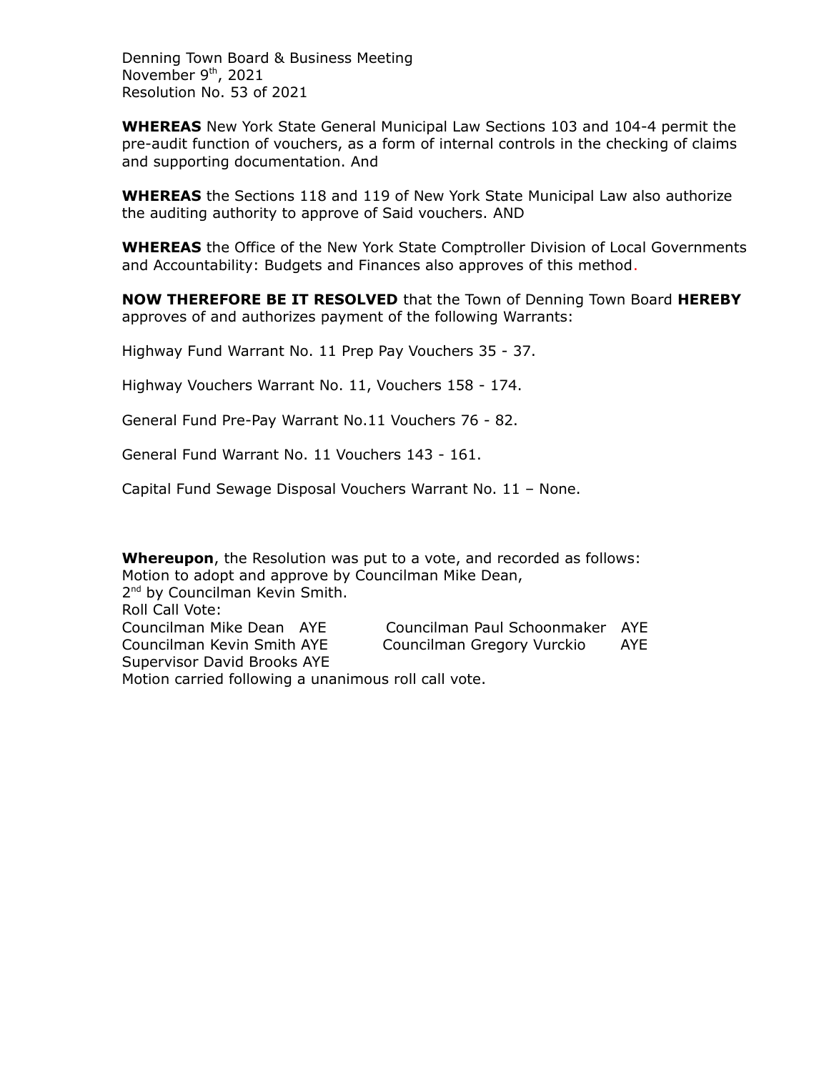Denning Town Board & Business Meeting
November 9th, 2021
Resolution No. 53 of 2021

**WHEREAS** New York State General Municipal Law Sections 103 and 104-4 permit the pre-audit function of vouchers, as a form of internal controls in the checking of claims and supporting documentation. And

**WHEREAS** the Sections 118 and 119 of New York State Municipal Law also authorize the auditing authority to approve of Said vouchers. AND

**WHEREAS** the Office of the New York State Comptroller Division of Local Governments and Accountability: Budgets and Finances also approves of this method.

**NOW THEREFORE BE IT RESOLVED** that the Town of Denning Town Board **HEREBY** approves of and authorizes payment of the following Warrants:

Highway Fund Warrant No. 11 Prep Pay Vouchers 35 - 37.

Highway Vouchers Warrant No. 11, Vouchers 158 - 174.

General Fund Pre-Pay Warrant No.11 Vouchers 76 - 82.

General Fund Warrant No. 11 Vouchers 143 - 161.

Capital Fund Sewage Disposal Vouchers Warrant No. 11 – None.

**Whereupon**, the Resolution was put to a vote, and recorded as follows:
Motion to adopt and approve by Councilman Mike Dean,
2nd by Councilman Kevin Smith.
Roll Call Vote:
Councilman Mike Dean AYE
Councilman Paul Schoonmaker AYE
Councilman Kevin Smith AYE
Councilman Gregory Vurckio AYE
Supervisor David Brooks AYE
Motion carried following a unanimous roll call vote.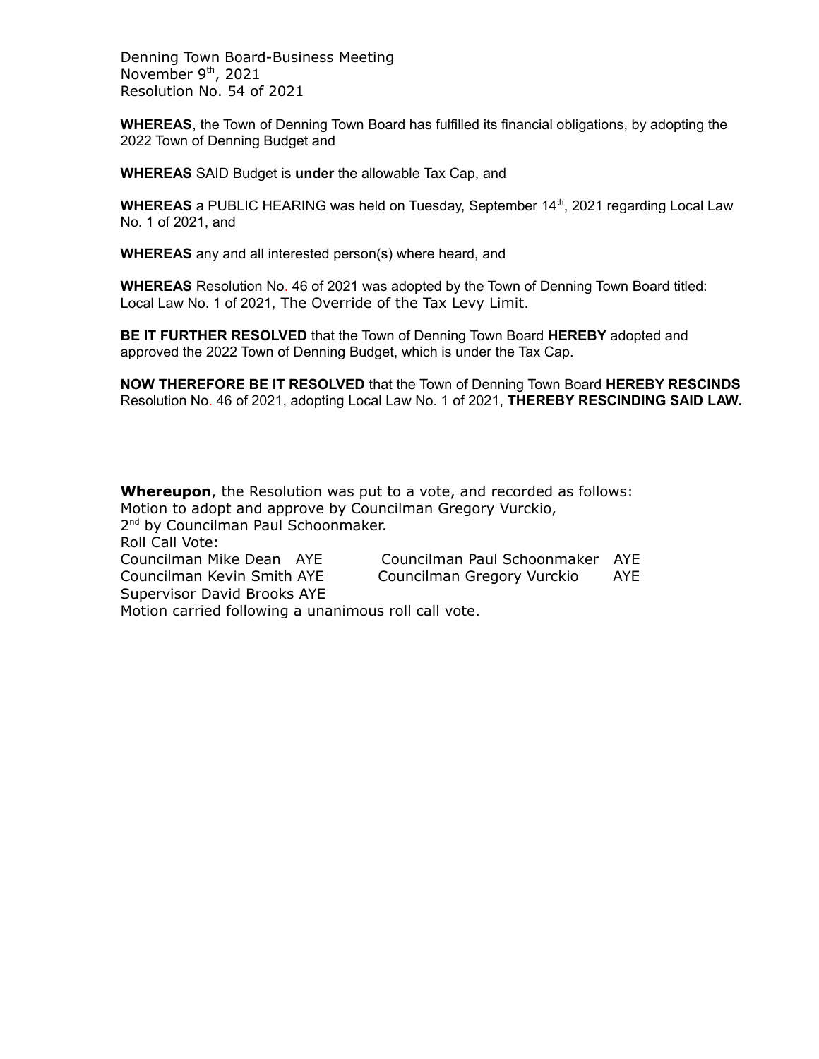Denning Town Board-Business Meeting
November 9th, 2021
Resolution No. 54 of 2021

**WHEREAS**, the Town of Denning Town Board has fulfilled its financial obligations, by adopting the 2022 Town of Denning Budget and

**WHEREAS** SAID Budget is **under** the allowable Tax Cap, and

**WHEREAS** a PUBLIC HEARING was held on Tuesday, September 14th, 2021 regarding Local Law No. 1 of 2021, and

**WHEREAS** any and all interested person(s) where heard, and

**WHEREAS** Resolution No. 46 of 2021 was adopted by the Town of Denning Town Board titled: Local Law No. 1 of 2021, The Override of the Tax Levy Limit.

**BE IT FURTHER RESOLVED** that the Town of Denning Town Board **HEREBY** adopted and approved the 2022 Town of Denning Budget, which is under the Tax Cap.

**NOW THEREFORE BE IT RESOLVED** that the Town of Denning Town Board **HEREBY RESCINDS** Resolution No. 46 of 2021, adopting Local Law No. 1 of 2021, **THEREBY RESCINDING SAID LAW.**

**Whereupon**, the Resolution was put to a vote, and recorded as follows:
Motion to adopt and approve by Councilman Gregory Vurckio,
2nd by Councilman Paul Schoonmaker.
Roll Call Vote:

| | |
|---|---|
| Councilman Mike Dean AYE | Councilman Paul Schoonmaker AYE |
| Councilman Kevin Smith AYE | Councilman Gregory Vurckio AYE |
| Supervisor David Brooks AYE | |

Motion carried following a unanimous roll call vote.